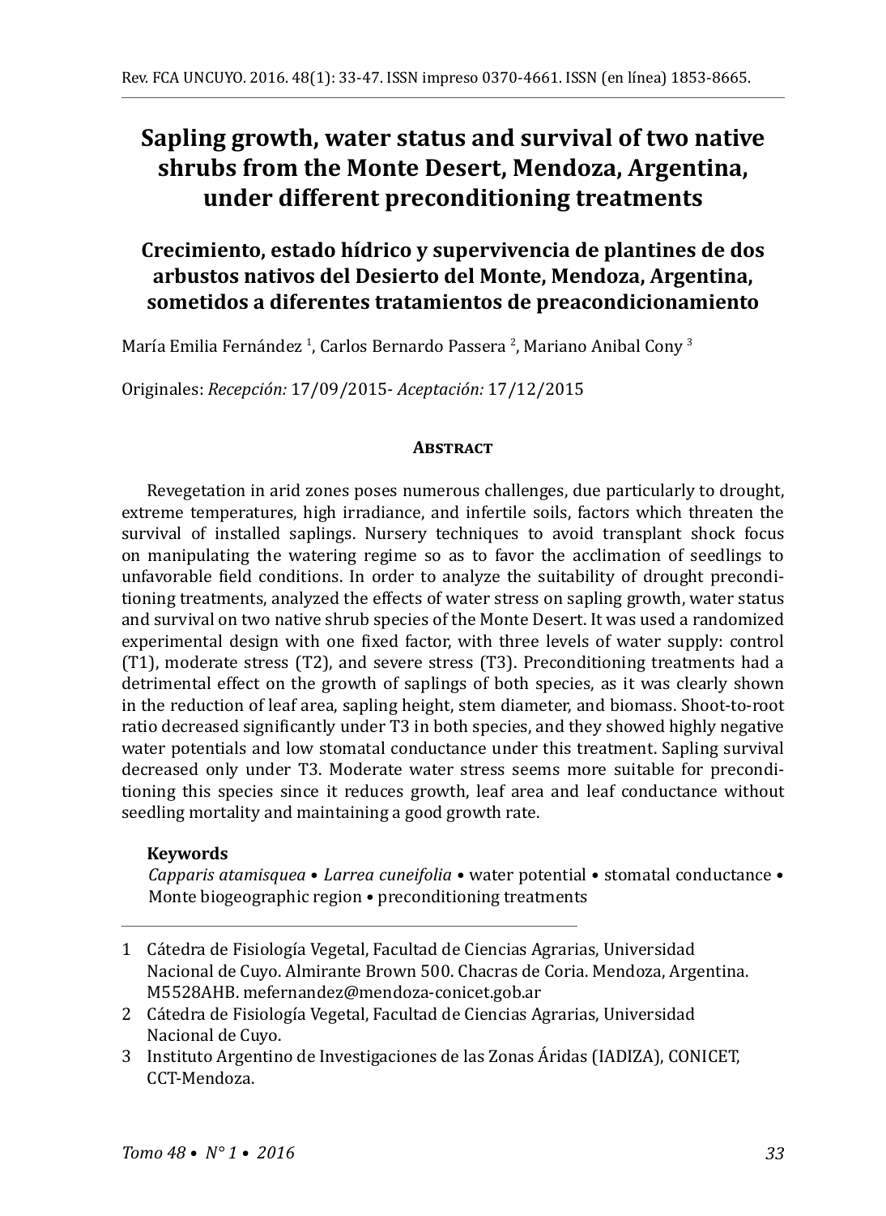# Sapling growth, water status and survival of two native shrubs from the Monte Desert, Mendoza, Argentina, under different preconditioning treatments

# Crecimiento, estado hídrico y supervivencia de plantines de dos arbustos nativos del Desierto del Monte, Mendoza, Argentina, sometidos a diferentes tratamientos de preacondicionamiento

María Emilia Fernández [1], Carlos Bernardo Passera [2], Mariano Anibal Cony [3]

Originales: *Recepción:* 17/09/2015- *Aceptación:* 17/12/2015

## Abstract

Revegetation in arid zones poses numerous challenges, due particularly to drought, extreme temperatures, high irradiance, and infertile soils, factors which threaten the survival of installed saplings. Nursery techniques to avoid transplant shock focus on manipulating the watering regime so as to favor the acclimation of seedlings to unfavorable field conditions. In order to analyze the suitability of drought preconditioning treatments, analyzed the effects of water stress on sapling growth, water status and survival on two native shrub species of the Monte Desert. It was used a randomized experimental design with one fixed factor, with three levels of water supply: control (T1), moderate stress (T2), and severe stress (T3). Preconditioning treatments had a detrimental effect on the growth of saplings of both species, as it was clearly shown in the reduction of leaf area, sapling height, stem diameter, and biomass. Shoot-to-root ratio decreased significantly under T3 in both species, and they showed highly negative water potentials and low stomatal conductance under this treatment. Sapling survival decreased only under T3. Moderate water stress seems more suitable for preconditioning this species since it reduces growth, leaf area and leaf conductance without seedling mortality and maintaining a good growth rate.

**Keywords**

*Capparis atamisquea* • *Larrea cuneifolia* • water potential • stomatal conductance • Monte biogeographic region • preconditioning treatments

---

1 Cátedra de Fisiología Vegetal, Facultad de Ciencias Agrarias, Universidad Nacional de Cuyo. Almirante Brown 500. Chacras de Coria. Mendoza, Argentina. M5528AHB. mefernandez@mendoza-conicet.gob.ar

2 Cátedra de Fisiología Vegetal, Facultad de Ciencias Agrarias, Universidad Nacional de Cuyo.

3 Instituto Argentino de Investigaciones de las Zonas Áridas (IADIZA), CONICET, CCT-Mendoza.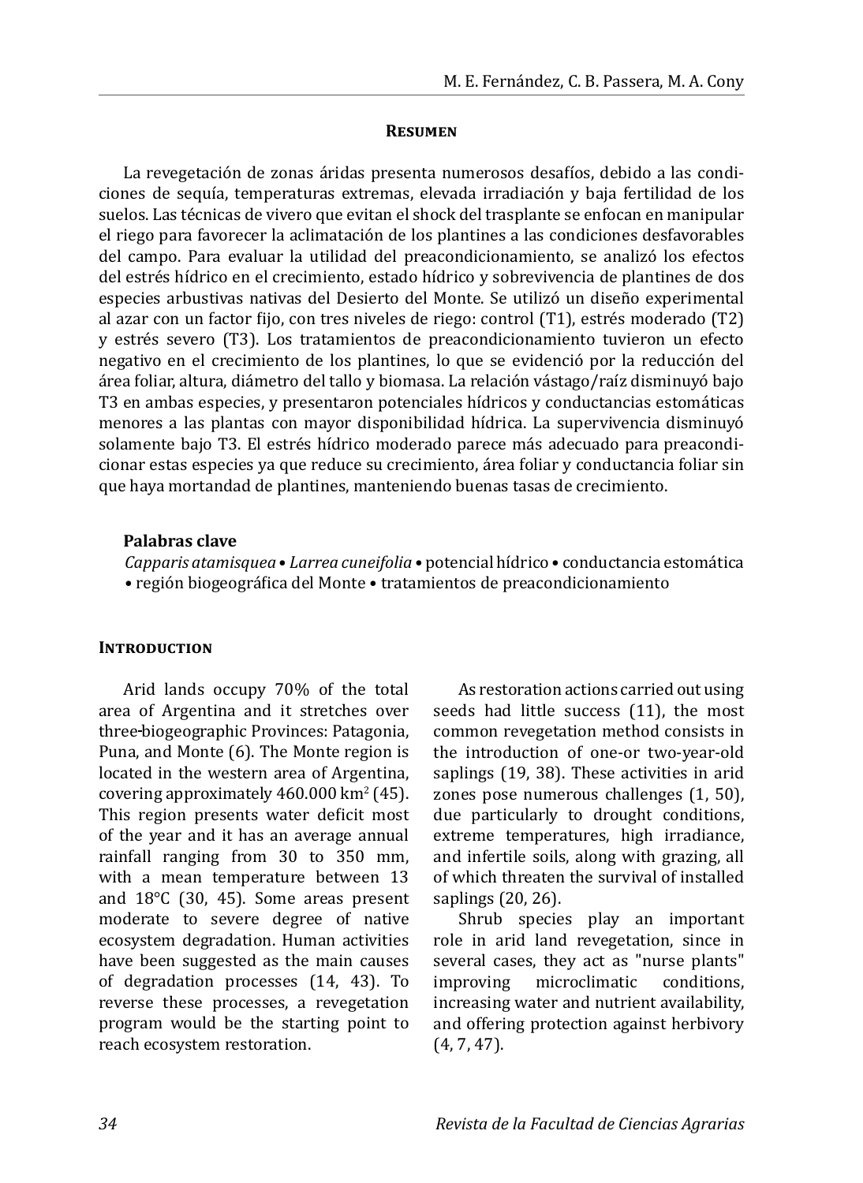## Resumen

La revegetación de zonas áridas presenta numerosos desafíos, debido a las condiciones de sequía, temperaturas extremas, elevada irradiación y baja fertilidad de los suelos. Las técnicas de vivero que evitan el shock del trasplante se enfocan en manipular el riego para favorecer la aclimatación de los plantines a las condiciones desfavorables del campo. Para evaluar la utilidad del preacondicionamiento, se analizó los efectos del estrés hídrico en el crecimiento, estado hídrico y sobrevivencia de plantines de dos especies arbustivas nativas del Desierto del Monte. Se utilizó un diseño experimental al azar con un factor fijo, con tres niveles de riego: control (T1), estrés moderado (T2) y estrés severo (T3). Los tratamientos de preacondicionamiento tuvieron un efecto negativo en el crecimiento de los plantines, lo que se evidenció por la reducción del área foliar, altura, diámetro del tallo y biomasa. La relación vástago/raíz disminuyó bajo T3 en ambas especies, y presentaron potenciales hídricos y conductancias estomáticas menores a las plantas con mayor disponibilidad hídrica. La supervivencia disminuyó solamente bajo T3. El estrés hídrico moderado parece más adecuado para preacondicionar estas especies ya que reduce su crecimiento, área foliar y conductancia foliar sin que haya mortandad de plantines, manteniendo buenas tasas de crecimiento.

**Palabras clave**

*Capparis atamisquea* • *Larrea cuneifolia* • potencial hídrico • conductancia estomática • región biogeográfica del Monte • tratamientos de preacondicionamiento

## Introduction

Arid lands occupy 70% of the total area of Argentina and it stretches over three-biogeographic Provinces: Patagonia, Puna, and Monte (6). The Monte region is located in the western area of Argentina, covering approximately 460.000 km$^2$ (45). This region presents water deficit most of the year and it has an average annual rainfall ranging from 30 to 350 mm, with a mean temperature between 13 and 18°C (30, 45). Some areas present moderate to severe degree of native ecosystem degradation. Human activities have been suggested as the main causes of degradation processes (14, 43). To reverse these processes, a revegetation program would be the starting point to reach ecosystem restoration.

As restoration actions carried out using seeds had little success (11), the most common revegetation method consists in the introduction of one-or two-year-old saplings (19, 38). These activities in arid zones pose numerous challenges (1, 50), due particularly to drought conditions, extreme temperatures, high irradiance, and infertile soils, along with grazing, all of which threaten the survival of installed saplings (20, 26).

Shrub species play an important role in arid land revegetation, since in several cases, they act as "nurse plants" improving microclimatic conditions, increasing water and nutrient availability, and offering protection against herbivory (4, 7, 47).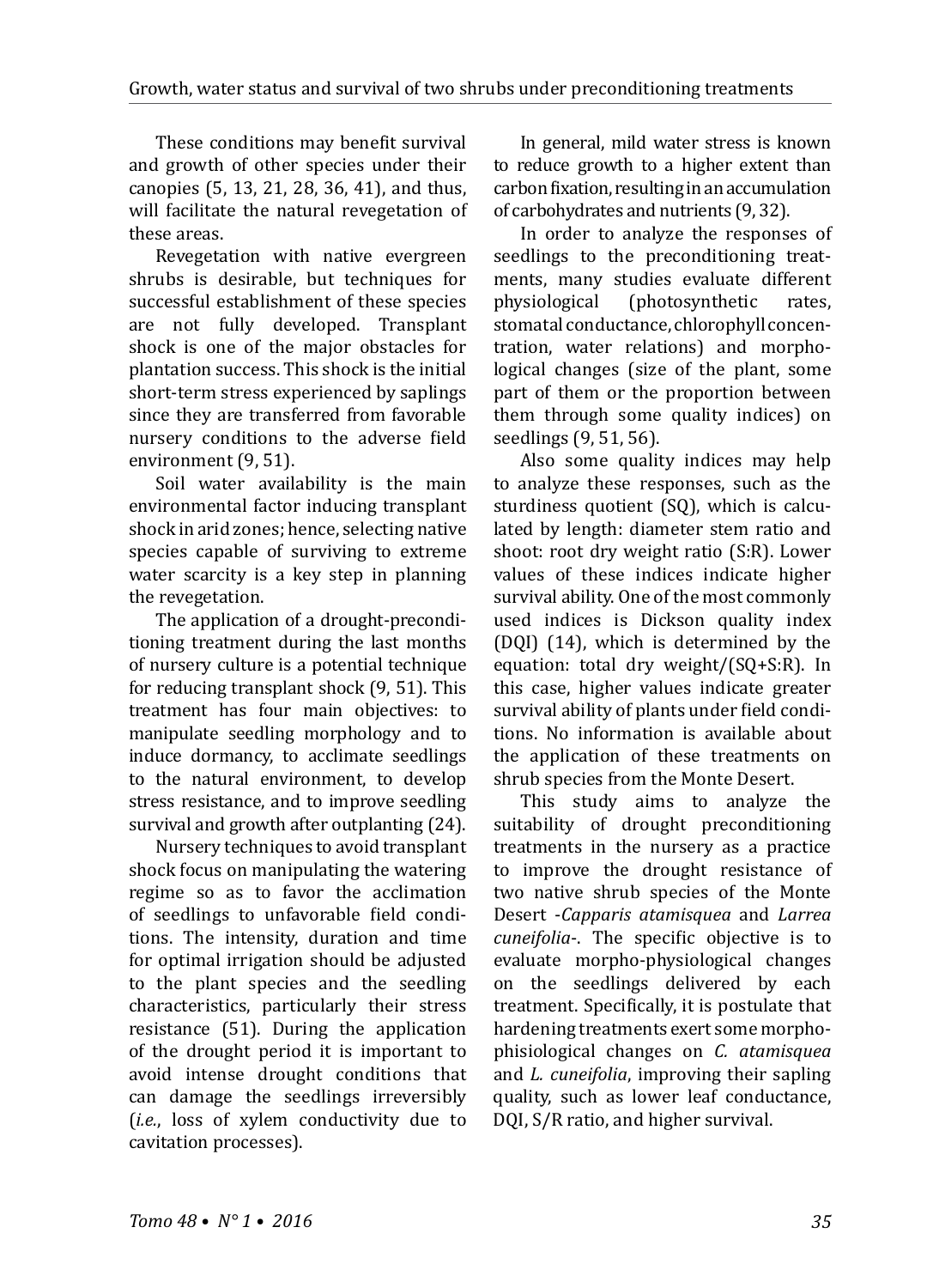These conditions may benefit survival and growth of other species under their canopies (5, 13, 21, 28, 36, 41), and thus, will facilitate the natural revegetation of these areas.

Revegetation with native evergreen shrubs is desirable, but techniques for successful establishment of these species are not fully developed. Transplant shock is one of the major obstacles for plantation success. This shock is the initial short-term stress experienced by saplings since they are transferred from favorable nursery conditions to the adverse field environment (9, 51).

Soil water availability is the main environmental factor inducing transplant shock in arid zones; hence, selecting native species capable of surviving to extreme water scarcity is a key step in planning the revegetation.

The application of a drought-preconditioning treatment during the last months of nursery culture is a potential technique for reducing transplant shock (9, 51). This treatment has four main objectives: to manipulate seedling morphology and to induce dormancy, to acclimate seedlings to the natural environment, to develop stress resistance, and to improve seedling survival and growth after outplanting (24).

Nursery techniques to avoid transplant shock focus on manipulating the watering regime so as to favor the acclimation of seedlings to unfavorable field conditions. The intensity, duration and time for optimal irrigation should be adjusted to the plant species and the seedling characteristics, particularly their stress resistance (51). During the application of the drought period it is important to avoid intense drought conditions that can damage the seedlings irreversibly (*i.e.*, loss of xylem conductivity due to cavitation processes).

In general, mild water stress is known to reduce growth to a higher extent than carbon fixation, resulting in an accumulation of carbohydrates and nutrients (9, 32).

In order to analyze the responses of seedlings to the preconditioning treatments, many studies evaluate different physiological (photosynthetic rates, stomatal conductance, chlorophyll concentration, water relations) and morphological changes (size of the plant, some part of them or the proportion between them through some quality indices) on seedlings (9, 51, 56).

Also some quality indices may help to analyze these responses, such as the sturdiness quotient (SQ), which is calculated by length: diameter stem ratio and shoot: root dry weight ratio (S:R). Lower values of these indices indicate higher survival ability. One of the most commonly used indices is Dickson quality index (DQI) (14), which is determined by the equation: total dry weight/(SQ+S:R). In this case, higher values indicate greater survival ability of plants under field conditions. No information is available about the application of these treatments on shrub species from the Monte Desert.

This study aims to analyze the suitability of drought preconditioning treatments in the nursery as a practice to improve the drought resistance of two native shrub species of the Monte Desert -*Capparis atamisquea* and *Larrea cuneifolia*-. The specific objective is to evaluate morpho-physiological changes on the seedlings delivered by each treatment. Specifically, it is postulate that hardening treatments exert some morpho-phisiological changes on *C. atamisquea* and *L. cuneifolia*, improving their sapling quality, such as lower leaf conductance, DQI, S/R ratio, and higher survival.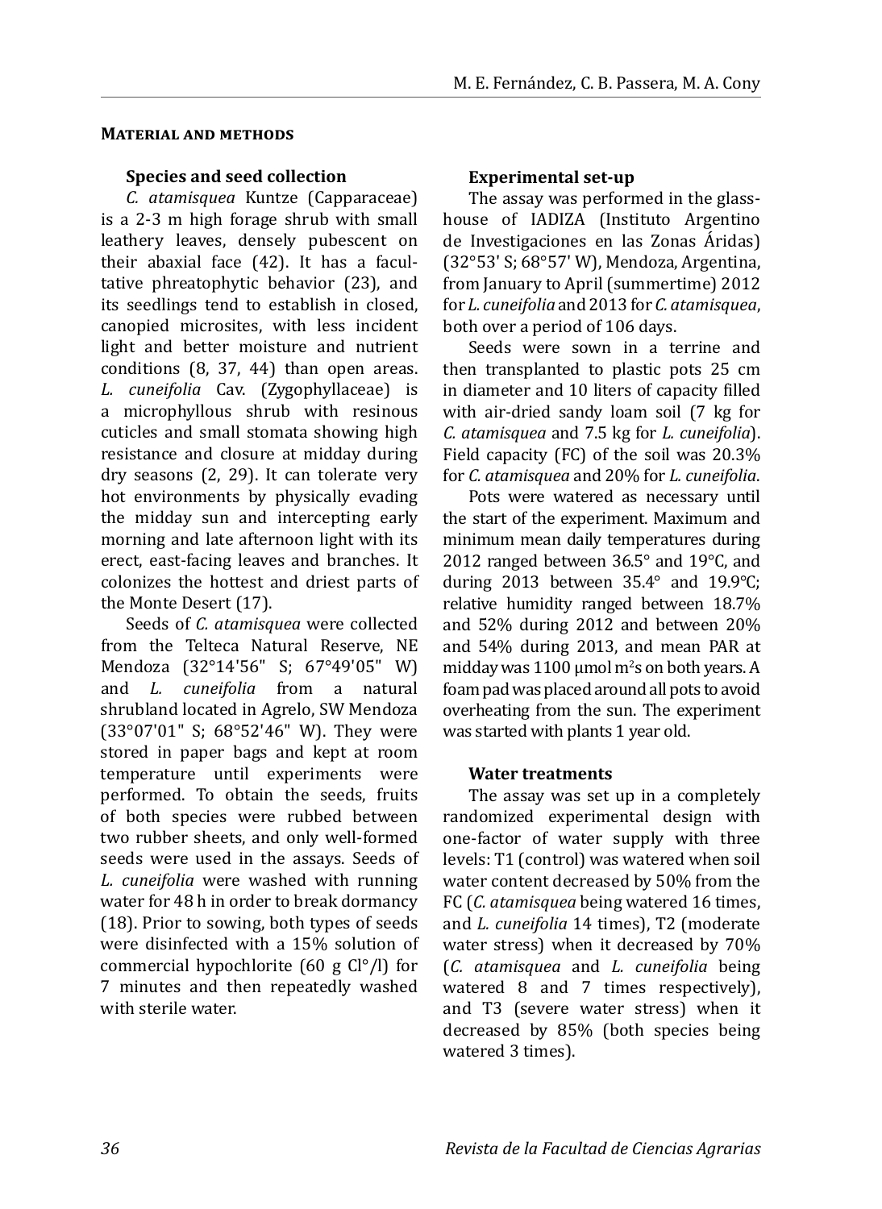## Material and methods

### Species and seed collection

*C. atamisquea* Kuntze (Capparaceae) is a 2-3 m high forage shrub with small leathery leaves, densely pubescent on their abaxial face (42). It has a facultative phreatophytic behavior (23), and its seedlings tend to establish in closed, canopied microsites, with less incident light and better moisture and nutrient conditions (8, 37, 44) than open areas. *L. cuneifolia* Cav. (Zygophyllaceae) is a microphyllous shrub with resinous cuticles and small stomata showing high resistance and closure at midday during dry seasons (2, 29). It can tolerate very hot environments by physically evading the midday sun and intercepting early morning and late afternoon light with its erect, east-facing leaves and branches. It colonizes the hottest and driest parts of the Monte Desert (17).

Seeds of *C. atamisquea* were collected from the Telteca Natural Reserve, NE Mendoza (32°14'56" S; 67°49'05" W) and *L. cuneifolia* from a natural shrubland located in Agrelo, SW Mendoza (33°07'01" S; 68°52'46" W). They were stored in paper bags and kept at room temperature until experiments were performed. To obtain the seeds, fruits of both species were rubbed between two rubber sheets, and only well-formed seeds were used in the assays. Seeds of *L. cuneifolia* were washed with running water for 48 h in order to break dormancy (18). Prior to sowing, both types of seeds were disinfected with a 15% solution of commercial hypochlorite (60 g Cl°/l) for 7 minutes and then repeatedly washed with sterile water.

### Experimental set-up

The assay was performed in the glasshouse of IADIZA (Instituto Argentino de Investigaciones en las Zonas Áridas) (32°53' S; 68°57' W), Mendoza, Argentina, from January to April (summertime) 2012 for *L. cuneifolia* and 2013 for *C. atamisquea*, both over a period of 106 days.

Seeds were sown in a terrine and then transplanted to plastic pots 25 cm in diameter and 10 liters of capacity filled with air-dried sandy loam soil (7 kg for *C. atamisquea* and 7.5 kg for *L. cuneifolia*). Field capacity (FC) of the soil was 20.3% for *C. atamisquea* and 20% for *L. cuneifolia*.

Pots were watered as necessary until the start of the experiment. Maximum and minimum mean daily temperatures during 2012 ranged between 36.5° and 19°C, and during 2013 between 35.4° and 19.9°C; relative humidity ranged between 18.7% and 52% during 2012 and between 20% and 54% during 2013, and mean PAR at midday was 1100 μmol $m^2$s on both years. A foam pad was placed around all pots to avoid overheating from the sun. The experiment was started with plants 1 year old.

### Water treatments

The assay was set up in a completely randomized experimental design with one-factor of water supply with three levels: T1 (control) was watered when soil water content decreased by 50% from the FC (*C. atamisquea* being watered 16 times, and *L. cuneifolia* 14 times), T2 (moderate water stress) when it decreased by 70% (*C. atamisquea* and *L. cuneifolia* being watered 8 and 7 times respectively), and T3 (severe water stress) when it decreased by 85% (both species being watered 3 times).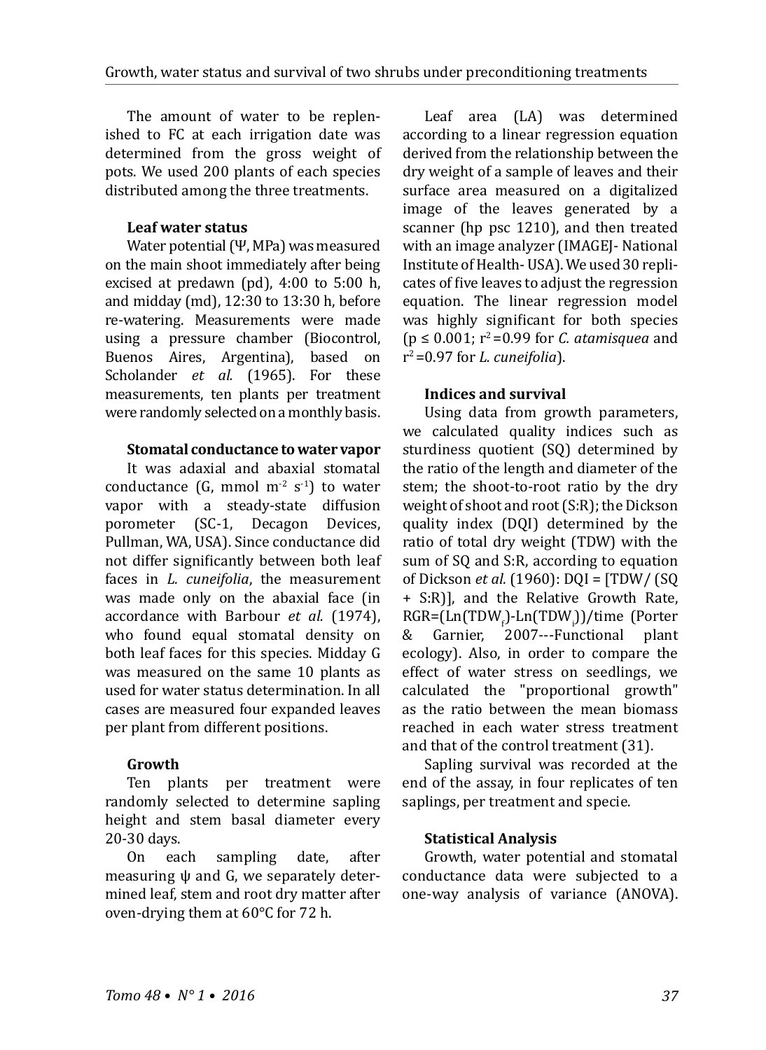The amount of water to be replenished to FC at each irrigation date was determined from the gross weight of pots. We used 200 plants of each species distributed among the three treatments.

#### Leaf water status

Water potential (Ψ, MPa) was measured on the main shoot immediately after being excised at predawn (pd), 4:00 to 5:00 h, and midday (md), 12:30 to 13:30 h, before re-watering. Measurements were made using a pressure chamber (Biocontrol, Buenos Aires, Argentina), based on Scholander *et al.* (1965). For these measurements, ten plants per treatment were randomly selected on a monthly basis.

#### Stomatal conductance to water vapor

It was adaxial and abaxial stomatal conductance (G, mmol $m^{-2}$ $s^{-1}$) to water vapor with a steady-state diffusion porometer (SC-1, Decagon Devices, Pullman, WA, USA). Since conductance did not differ significantly between both leaf faces in *L. cuneifolia*, the measurement was made only on the abaxial face (in accordance with Barbour *et al.* (1974), who found equal stomatal density on both leaf faces for this species. Midday G was measured on the same 10 plants as used for water status determination. In all cases are measured four expanded leaves per plant from different positions.

#### Growth

Ten plants per treatment were randomly selected to determine sapling height and stem basal diameter every 20-30 days.

On each sampling date, after measuring ψ and G, we separately determined leaf, stem and root dry matter after oven-drying them at 60°C for 72 h.

Leaf area (LA) was determined according to a linear regression equation derived from the relationship between the dry weight of a sample of leaves and their surface area measured on a digitalized image of the leaves generated by a scanner (hp psc 1210), and then treated with an image analyzer (IMAGEJ- National Institute of Health- USA). We used 30 replicates of five leaves to adjust the regression equation. The linear regression model was highly significant for both species ($p \leq 0.001$; $r^2 = 0.99$ for *C. atamisquea* and $r^2 = 0.97$ for *L. cuneifolia*).

#### Indices and survival

Using data from growth parameters, we calculated quality indices such as sturdiness quotient (SQ) determined by the ratio of the length and diameter of the stem; the shoot-to-root ratio by the dry weight of shoot and root (S:R); the Dickson quality index (DQI) determined by the ratio of total dry weight (TDW) with the sum of SQ and S:R, according to equation of Dickson *et al.* (1960): DQI = [TDW/ (SQ + S:R)], and the Relative Growth Rate, $RGR = (Ln(TDW_f) - Ln(TDW_i))/time$ (Porter & Garnier, 2007---Functional plant ecology). Also, in order to compare the effect of water stress on seedlings, we calculated the "proportional growth" as the ratio between the mean biomass reached in each water stress treatment and that of the control treatment (31).

Sapling survival was recorded at the end of the assay, in four replicates of ten saplings, per treatment and specie.

#### Statistical Analysis

Growth, water potential and stomatal conductance data were subjected to a one-way analysis of variance (ANOVA).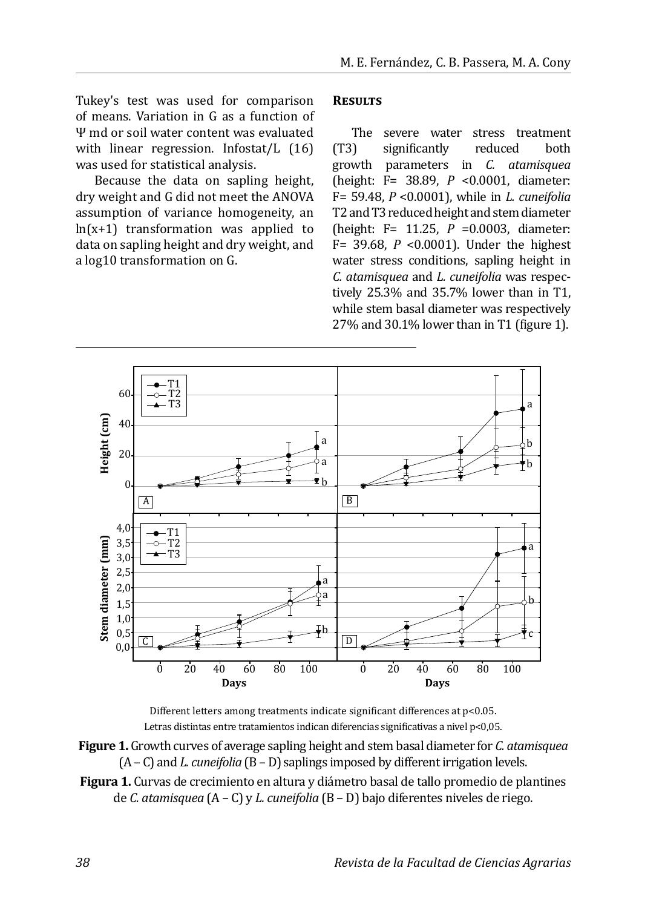Tukey's test was used for comparison of means. Variation in G as a function of Ψ md or soil water content was evaluated with linear regression. Infostat/L (16) was used for statistical analysis.

Because the data on sapling height, dry weight and G did not meet the ANOVA assumption of variance homogeneity, an ln(x+1) transformation was applied to data on sapling height and dry weight, and a log10 transformation on G.

## Results

The severe water stress treatment (T3) significantly reduced both growth parameters in *C. atamisquea* (height: $F = 38.89$, $P < 0.0001$, diameter: $F = 59.48$, $P < 0.0001$), while in *L. cuneifolia* T2 and T3 reduced height and stem diameter (height: $F = 11.25$, $P = 0.0003$, diameter: $F = 39.68$, $P < 0.0001$). Under the highest water stress conditions, sapling height in *C. atamisquea* and *L. cuneifolia* was respectively 25.3% and 35.7% lower than in T1, while stem basal diameter was respectively 27% and 30.1% lower than in T1 (figure 1).

Different letters among treatments indicate significant differences at p<0.05.
Letras distintas entre tratamientos indican diferencias significativas a nivel p<0,05.

**Figure 1.** Growth curves of average sapling height and stem basal diameter for *C. atamisquea* (A – C) and *L. cuneifolia* (B – D) saplings imposed by different irrigation levels.

**Figura 1.** Curvas de crecimiento en altura y diámetro basal de tallo promedio de plantines de *C. atamisquea* (A – C) y *L. cuneifolia* (B – D) bajo diferentes niveles de riego.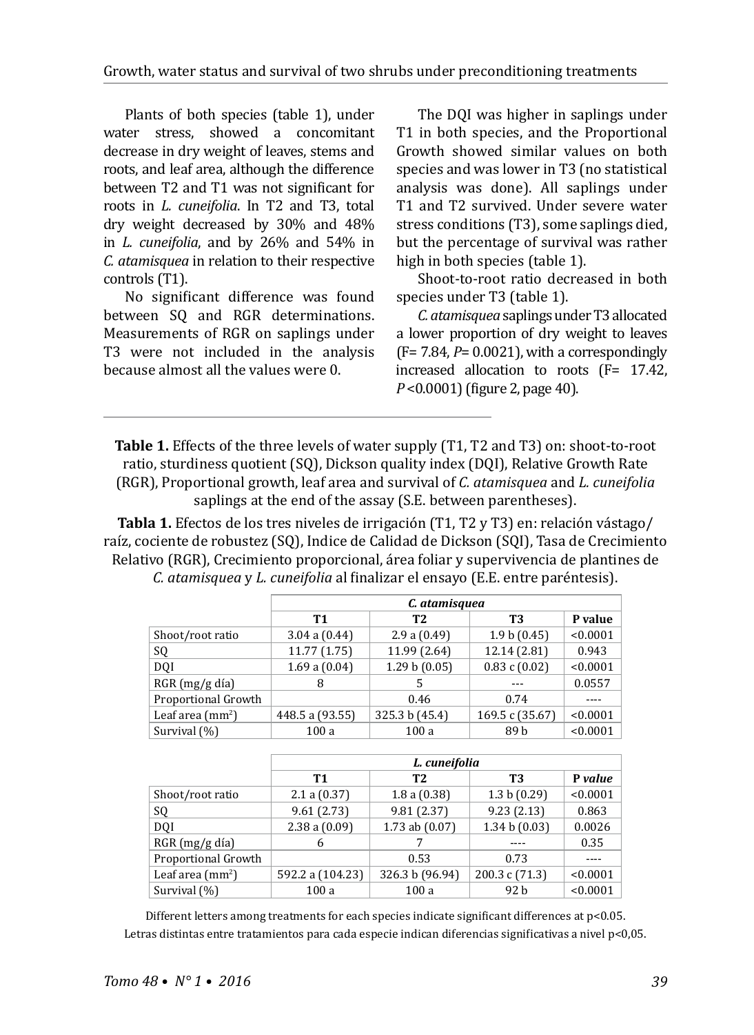Plants of both species (table 1), under water stress, showed a concomitant decrease in dry weight of leaves, stems and roots, and leaf area, although the difference between T2 and T1 was not significant for roots in *L. cuneifolia*. In T2 and T3, total dry weight decreased by 30% and 48% in *L. cuneifolia*, and by 26% and 54% in *C. atamisquea* in relation to their respective controls (T1).

No significant difference was found between SQ and RGR determinations. Measurements of RGR on saplings under T3 were not included in the analysis because almost all the values were 0.

The DQI was higher in saplings under T1 in both species, and the Proportional Growth showed similar values on both species and was lower in T3 (no statistical analysis was done). All saplings under T1 and T2 survived. Under severe water stress conditions (T3), some saplings died, but the percentage of survival was rather high in both species (table 1).

Shoot-to-root ratio decreased in both species under T3 (table 1).

*C. atamisquea* saplings under T3 allocated a lower proportion of dry weight to leaves ($F = 7.84$, $P = 0.0021$), with a correspondingly increased allocation to roots ($F = 17.42$, $P < 0.0001$) (figure 2, page 40).

**Table 1.** Effects of the three levels of water supply (T1, T2 and T3) on: shoot-to-root ratio, sturdiness quotient (SQ), Dickson quality index (DQI), Relative Growth Rate (RGR), Proportional growth, leaf area and survival of *C. atamisquea* and *L. cuneifolia* saplings at the end of the assay (S.E. between parentheses).

**Tabla 1.** Efectos de los tres niveles de irrigación (T1, T2 y T3) en: relación vástago/raíz, cociente de robustez (SQ), Indice de Calidad de Dickson (SQI), Tasa de Crecimiento Relativo (RGR), Crecimiento proporcional, área foliar y supervivencia de plantines de *C. atamisquea* y *L. cuneifolia* al finalizar el ensayo (E.E. entre paréntesis).

| | ***C. atamisquea*** | | | |
|---|---|---|---|---|
| | **T1** | **T2** | **T3** | **P value** |
| Shoot/root ratio | 3.04 a (0.44) | 2.9 a (0.49) | 1.9 b (0.45) | <0.0001 |
| SQ | 11.77 (1.75) | 11.99 (2.64) | 12.14 (2.81) | 0.943 |
| DQI | 1.69 a (0.04) | 1.29 b (0.05) | 0.83 c (0.02) | <0.0001 |
| RGR (mg/g día) | 8 | 5 | --- | 0.0557 |
| Proportional Growth | | 0.46 | 0.74 | ---- |
| Leaf area (mm$^2$) | 448.5 a (93.55) | 325.3 b (45.4) | 169.5 c (35.67) | <0.0001 |
| Survival (%) | 100 a | 100 a | 89 b | <0.0001 |

| | ***L. cuneifolia*** | | | |
|---|---|---|---|---|
| | **T1** | **T2** | **T3** | ***P value*** |
| Shoot/root ratio | 2.1 a (0.37) | 1.8 a (0.38) | 1.3 b (0.29) | <0.0001 |
| SQ | 9.61 (2.73) | 9.81 (2.37) | 9.23 (2.13) | 0.863 |
| DQI | 2.38 a (0.09) | 1.73 ab (0.07) | 1.34 b (0.03) | 0.0026 |
| RGR (mg/g día) | 6 | 7 | ---- | 0.35 |
| Proportional Growth | | 0.53 | 0.73 | ---- |
| Leaf area (mm$^2$) | 592.2 a (104.23) | 326.3 b (96.94) | 200.3 c (71.3) | <0.0001 |
| Survival (%) | 100 a | 100 a | 92 b | <0.0001 |

Different letters among treatments for each species indicate significant differences at p<0.05.

Letras distintas entre tratamientos para cada especie indican diferencias significativas a nivel p<0,05.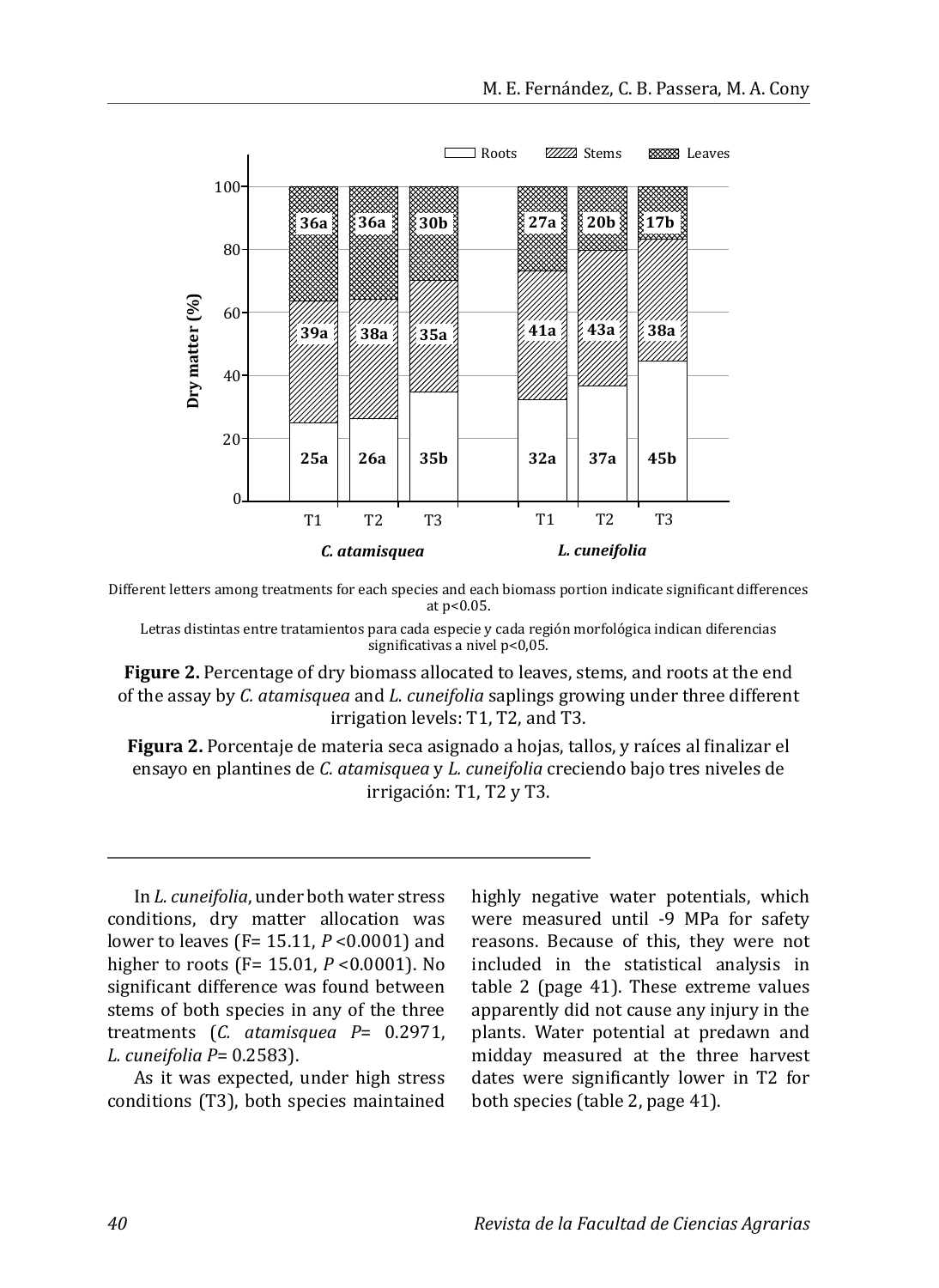Different letters among treatments for each species and each biomass portion indicate significant differences at p<0.05.

Letras distintas entre tratamientos para cada especie y cada región morfológica indican diferencias significativas a nivel p<0,05.

**Figure 2.** Percentage of dry biomass allocated to leaves, stems, and roots at the end of the assay by *C. atamisquea* and *L. cuneifolia* saplings growing under three different irrigation levels: T1, T2, and T3.

**Figura 2.** Porcentaje de materia seca asignado a hojas, tallos, y raíces al finalizar el ensayo en plantines de *C. atamisquea* y *L. cuneifolia* creciendo bajo tres niveles de irrigación: T1, T2 y T3.

In *L. cuneifolia*, under both water stress conditions, dry matter allocation was lower to leaves (F= 15.11, $P$ <0.0001) and higher to roots (F= 15.01, $P$ <0.0001). No significant difference was found between stems of both species in any of the three treatments (*C. atamisquea* $P$= 0.2971, *L. cuneifolia* $P$= 0.2583).

As it was expected, under high stress conditions (T3), both species maintained highly negative water potentials, which were measured until -9 MPa for safety reasons. Because of this, they were not included in the statistical analysis in table 2 (page 41). These extreme values apparently did not cause any injury in the plants. Water potential at predawn and midday measured at the three harvest dates were significantly lower in T2 for both species (table 2, page 41).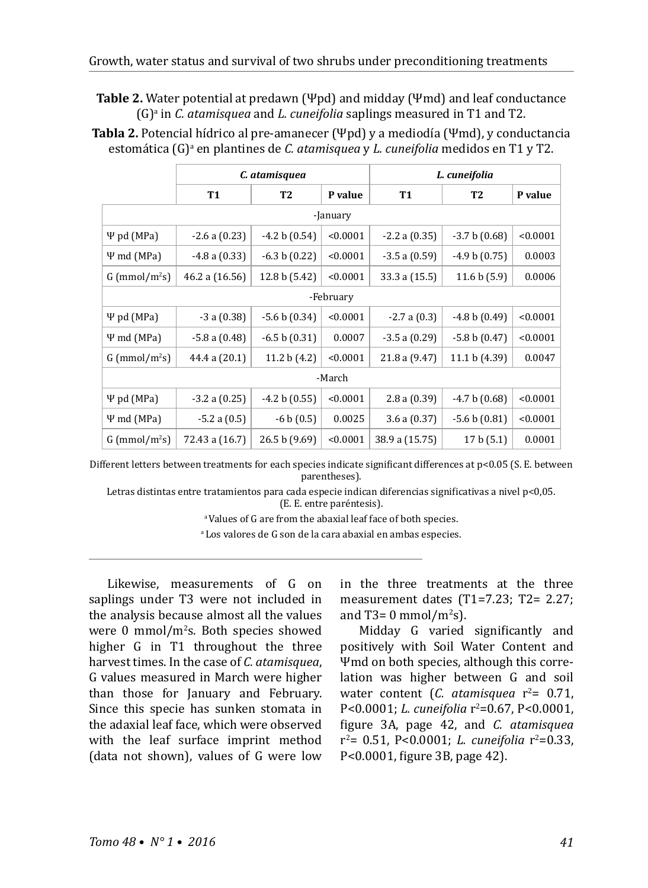**Table 2.** Water potential at predawn (Ψpd) and midday (Ψmd) and leaf conductance (G)[a] in *C. atamisquea* and *L. cuneifolia* saplings measured in T1 and T2.

**Tabla 2.** Potencial hídrico al pre-amanecer (Ψpd) y a mediodía (Ψmd), y conductancia estomática (G)[a] en plantines de *C. atamisquea* y *L. cuneifolia* medidos en T1 y T2.

| | *C. atamisquea* | | | *L. cuneifolia* | | |
|---|---|---|---|---|---|---|
| | **T1** | **T2** | **P value** | **T1** | **T2** | **P value** |
| -January | | | | | | |
| Ψ pd (MPa) | -2.6 a (0.23) | -4.2 b (0.54) | <0.0001 | -2.2 a (0.35) | -3.7 b (0.68) | <0.0001 |
| Ψ md (MPa) | -4.8 a (0.33) | -6.3 b (0.22) | <0.0001 | -3.5 a (0.59) | -4.9 b (0.75) | 0.0003 |
| G (mmol/m²s) | 46.2 a (16.56) | 12.8 b (5.42) | <0.0001 | 33.3 a (15.5) | 11.6 b (5.9) | 0.0006 |
| -February | | | | | | |
| Ψ pd (MPa) | -3 a (0.38) | -5.6 b (0.34) | <0.0001 | -2.7 a (0.3) | -4.8 b (0.49) | <0.0001 |
| Ψ md (MPa) | -5.8 a (0.48) | -6.5 b (0.31) | 0.0007 | -3.5 a (0.29) | -5.8 b (0.47) | <0.0001 |
| G (mmol/m²s) | 44.4 a (20.1) | 11.2 b (4.2) | <0.0001 | 21.8 a (9.47) | 11.1 b (4.39) | 0.0047 |
| -March | | | | | | |
| Ψ pd (MPa) | -3.2 a (0.25) | -4.2 b (0.55) | <0.0001 | 2.8 a (0.39) | -4.7 b (0.68) | <0.0001 |
| Ψ md (MPa) | -5.2 a (0.5) | -6 b (0.5) | 0.0025 | 3.6 a (0.37) | -5.6 b (0.81) | <0.0001 |
| G (mmol/m²s) | 72.43 a (16.7) | 26.5 b (9.69) | <0.0001 | 38.9 a (15.75) | 17 b (5.1) | 0.0001 |

Different letters between treatments for each species indicate significant differences at p<0.05 (S. E. between parentheses).

Letras distintas entre tratamientos para cada especie indican diferencias significativas a nivel p<0,05. (E. E. entre paréntesis).

[a] Values of G are from the abaxial leaf face of both species.

[a] Los valores de G son de la cara abaxial en ambas especies.

Likewise, measurements of G on saplings under T3 were not included in the analysis because almost all the values were 0 mmol/m²s. Both species showed higher G in T1 throughout the three harvest times. In the case of *C. atamisquea*, G values measured in March were higher than those for January and February. Since this specie has sunken stomata in the adaxial leaf face, which were observed with the leaf surface imprint method (data not shown), values of G were low in the three treatments at the three measurement dates (T1=7.23; T2= 2.27; and T3= 0 mmol/m²s).

Midday G varied significantly and positively with Soil Water Content and Ψmd on both species, although this correlation was higher between G and soil water content (*C. atamisquea* $r^2$= 0.71, P<0.0001; *L. cuneifolia* $r^2$=0.67, P<0.0001, figure 3A, page 42, and *C. atamisquea* $r^2$= 0.51, P<0.0001; *L. cuneifolia* $r^2$=0.33, P<0.0001, figure 3B, page 42).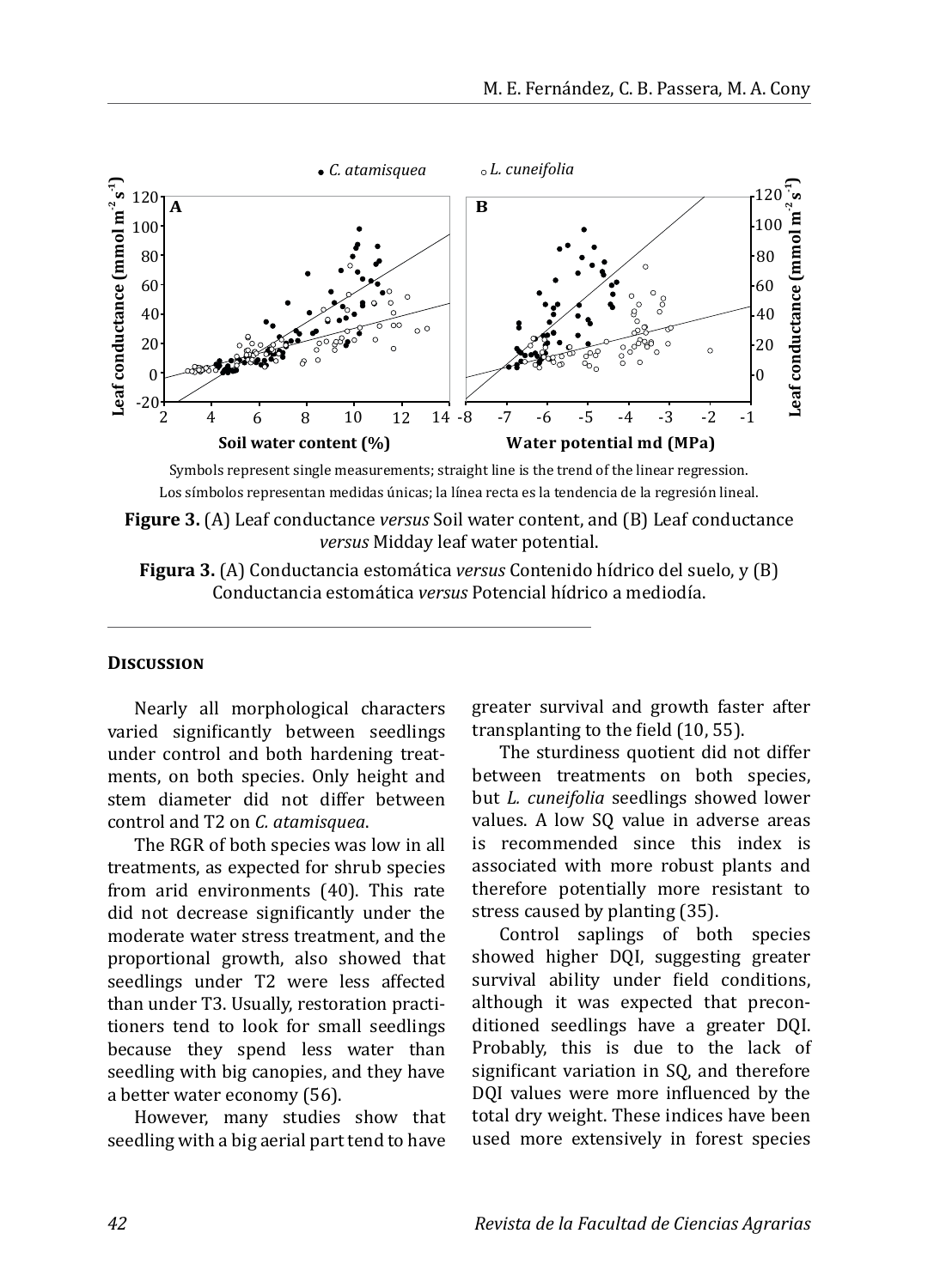Symbols represent single measurements; straight line is the trend of the linear regression.
Los símbolos representan medidas únicas; la línea recta es la tendencia de la regresión lineal.

**Figure 3.** (A) Leaf conductance *versus* Soil water content, and (B) Leaf conductance *versus* Midday leaf water potential.

**Figura 3.** (A) Conductancia estomática *versus* Contenido hídrico del suelo, y (B) Conductancia estomática *versus* Potencial hídrico a mediodía.

## Discussion

Nearly all morphological characters varied significantly between seedlings under control and both hardening treatments, on both species. Only height and stem diameter did not differ between control and T2 on *C. atamisquea*.

The RGR of both species was low in all treatments, as expected for shrub species from arid environments (40). This rate did not decrease significantly under the moderate water stress treatment, and the proportional growth, also showed that seedlings under T2 were less affected than under T3. Usually, restoration practitioners tend to look for small seedlings because they spend less water than seedling with big canopies, and they have a better water economy (56).

However, many studies show that seedling with a big aerial part tend to have greater survival and growth faster after transplanting to the field (10, 55).

The sturdiness quotient did not differ between treatments on both species, but *L. cuneifolia* seedlings showed lower values. A low SQ value in adverse areas is recommended since this index is associated with more robust plants and therefore potentially more resistant to stress caused by planting (35).

Control saplings of both species showed higher DQI, suggesting greater survival ability under field conditions, although it was expected that preconditioned seedlings have a greater DQI. Probably, this is due to the lack of significant variation in SQ, and therefore DQI values were more influenced by the total dry weight. These indices have been used more extensively in forest species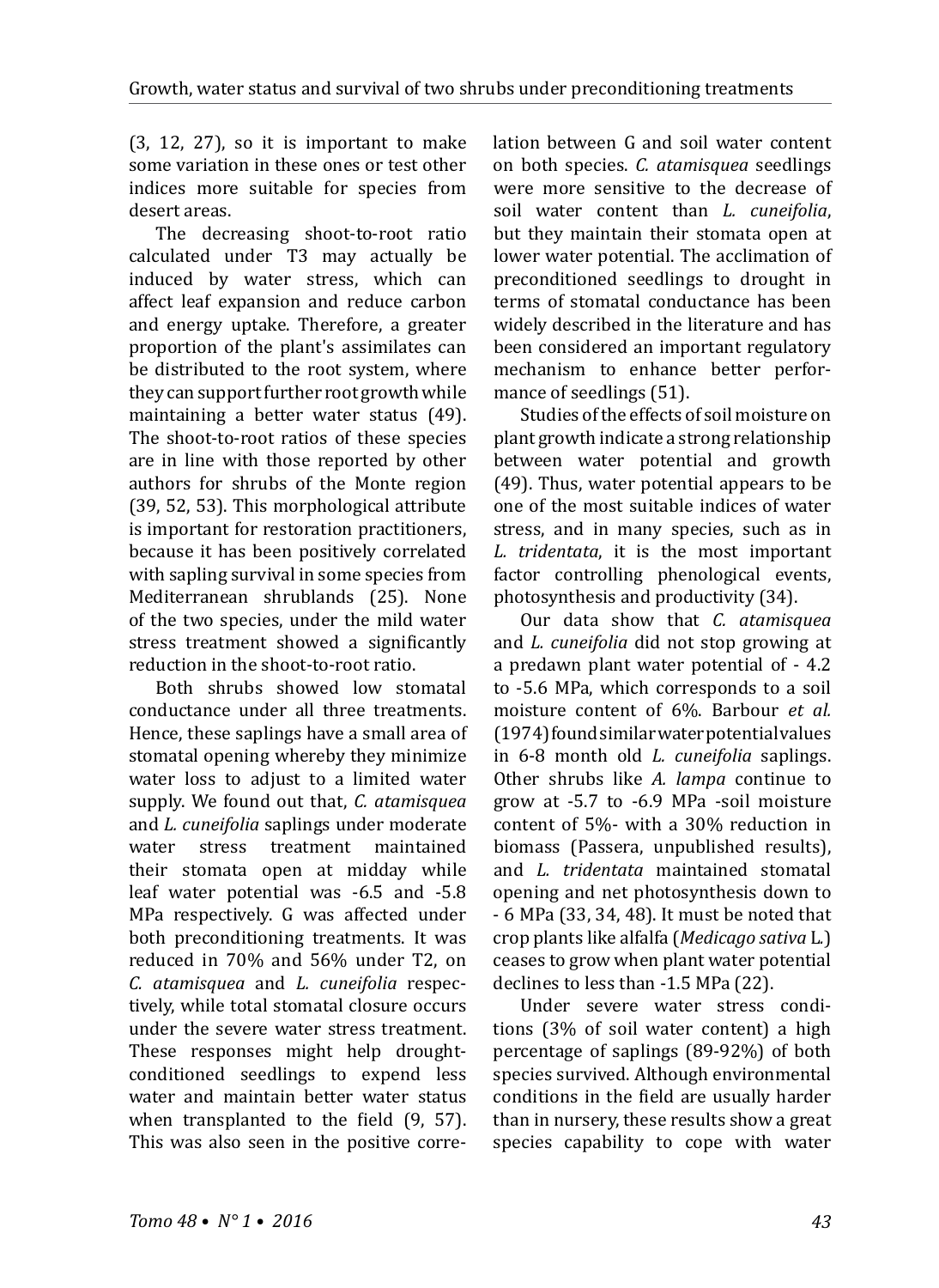(3, 12, 27), so it is important to make some variation in these ones or test other indices more suitable for species from desert areas.

The decreasing shoot-to-root ratio calculated under T3 may actually be induced by water stress, which can affect leaf expansion and reduce carbon and energy uptake. Therefore, a greater proportion of the plant's assimilates can be distributed to the root system, where they can support further root growth while maintaining a better water status (49). The shoot-to-root ratios of these species are in line with those reported by other authors for shrubs of the Monte region (39, 52, 53). This morphological attribute is important for restoration practitioners, because it has been positively correlated with sapling survival in some species from Mediterranean shrublands (25). None of the two species, under the mild water stress treatment showed a significantly reduction in the shoot-to-root ratio.

Both shrubs showed low stomatal conductance under all three treatments. Hence, these saplings have a small area of stomatal opening whereby they minimize water loss to adjust to a limited water supply. We found out that, *C. atamisquea* and *L. cuneifolia* saplings under moderate water stress treatment maintained their stomata open at midday while leaf water potential was -6.5 and -5.8 MPa respectively. G was affected under both preconditioning treatments. It was reduced in 70% and 56% under T2, on *C. atamisquea* and *L. cuneifolia* respectively, while total stomatal closure occurs under the severe water stress treatment. These responses might help drought-conditioned seedlings to expend less water and maintain better water status when transplanted to the field (9, 57). This was also seen in the positive correlation between G and soil water content on both species. *C. atamisquea* seedlings were more sensitive to the decrease of soil water content than *L. cuneifolia*, but they maintain their stomata open at lower water potential. The acclimation of preconditioned seedlings to drought in terms of stomatal conductance has been widely described in the literature and has been considered an important regulatory mechanism to enhance better performance of seedlings (51).

Studies of the effects of soil moisture on plant growth indicate a strong relationship between water potential and growth (49). Thus, water potential appears to be one of the most suitable indices of water stress, and in many species, such as in *L. tridentata*, it is the most important factor controlling phenological events, photosynthesis and productivity (34).

Our data show that *C. atamisquea* and *L. cuneifolia* did not stop growing at a predawn plant water potential of - 4.2 to -5.6 MPa, which corresponds to a soil moisture content of 6%. Barbour *et al.* (1974) found similar water potential values in 6-8 month old *L. cuneifolia* saplings. Other shrubs like *A. lampa* continue to grow at -5.7 to -6.9 MPa -soil moisture content of 5%- with a 30% reduction in biomass (Passera, unpublished results), and *L. tridentata* maintained stomatal opening and net photosynthesis down to - 6 MPa (33, 34, 48). It must be noted that crop plants like alfalfa (*Medicago sativa* L.) ceases to grow when plant water potential declines to less than -1.5 MPa (22).

Under severe water stress conditions (3% of soil water content) a high percentage of saplings (89-92%) of both species survived. Although environmental conditions in the field are usually harder than in nursery, these results show a great species capability to cope with water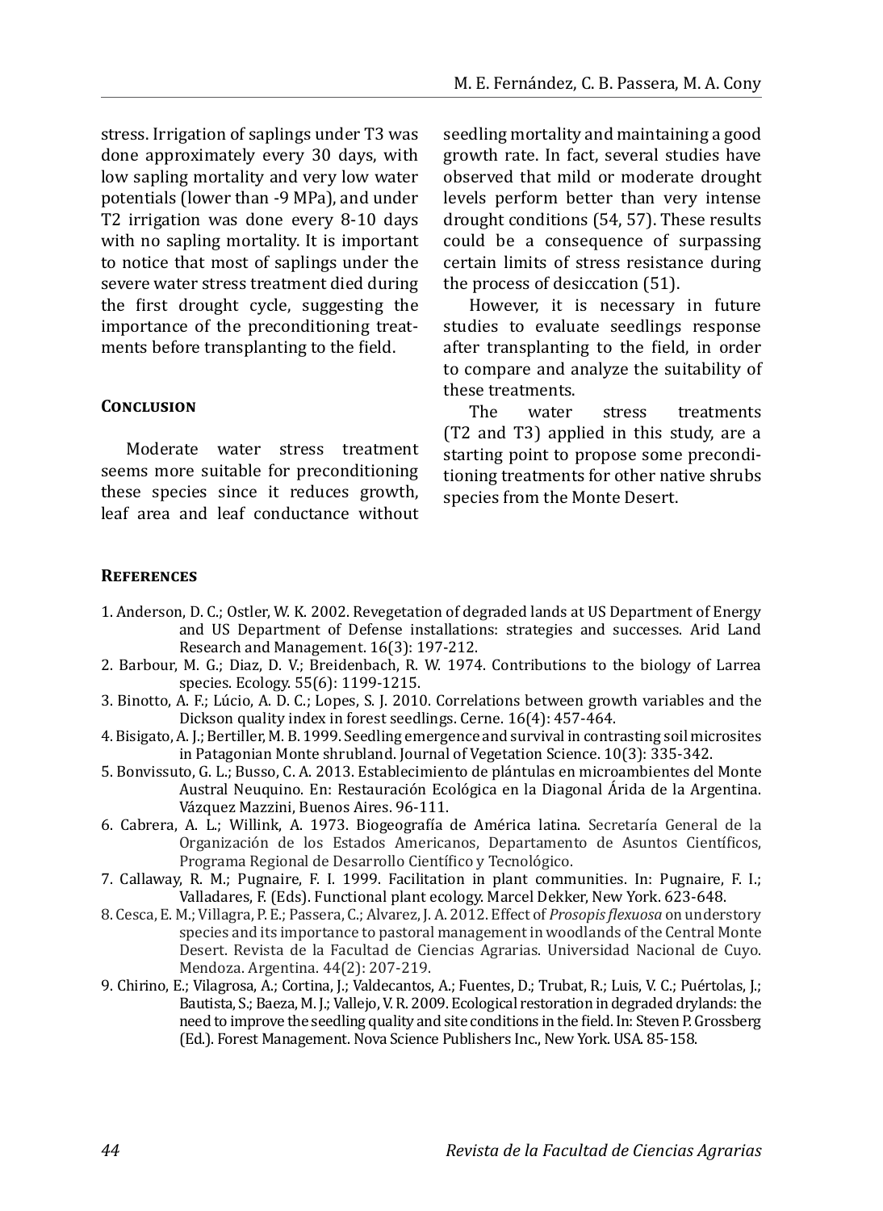stress. Irrigation of saplings under T3 was done approximately every 30 days, with low sapling mortality and very low water potentials (lower than -9 MPa), and under T2 irrigation was done every 8-10 days with no sapling mortality. It is important to notice that most of saplings under the severe water stress treatment died during the first drought cycle, suggesting the importance of the preconditioning treatments before transplanting to the field.

## Conclusion

Moderate water stress treatment seems more suitable for preconditioning these species since it reduces growth, leaf area and leaf conductance without seedling mortality and maintaining a good growth rate. In fact, several studies have observed that mild or moderate drought levels perform better than very intense drought conditions (54, 57). These results could be a consequence of surpassing certain limits of stress resistance during the process of desiccation (51).

However, it is necessary in future studies to evaluate seedlings response after transplanting to the field, in order to compare and analyze the suitability of these treatments.

The water stress treatments (T2 and T3) applied in this study, are a starting point to propose some preconditioning treatments for other native shrubs species from the Monte Desert.

## References

1. Anderson, D. C.; Ostler, W. K. 2002. Revegetation of degraded lands at US Department of Energy and US Department of Defense installations: strategies and successes. Arid Land Research and Management. 16(3): 197-212.
2. Barbour, M. G.; Diaz, D. V.; Breidenbach, R. W. 1974. Contributions to the biology of Larrea species. Ecology. 55(6): 1199-1215.
3. Binotto, A. F.; Lúcio, A. D. C.; Lopes, S. J. 2010. Correlations between growth variables and the Dickson quality index in forest seedlings. Cerne. 16(4): 457-464.
4. Bisigato, A. J.; Bertiller, M. B. 1999. Seedling emergence and survival in contrasting soil microsites in Patagonian Monte shrubland. Journal of Vegetation Science. 10(3): 335-342.
5. Bonvissuto, G. L.; Busso, C. A. 2013. Establecimiento de plántulas en microambientes del Monte Austral Neuquino. En: Restauración Ecológica en la Diagonal Árida de la Argentina. Vázquez Mazzini, Buenos Aires. 96-111.
6. Cabrera, A. L.; Willink, A. 1973. Biogeografía de América latina. Secretaría General de la Organización de los Estados Americanos, Departamento de Asuntos Científicos, Programa Regional de Desarrollo Científico y Tecnológico.
7. Callaway, R. M.; Pugnaire, F. I. 1999. Facilitation in plant communities. In: Pugnaire, F. I.; Valladares, F. (Eds). Functional plant ecology. Marcel Dekker, New York. 623-648.
8. Cesca, E. M.; Villagra, P. E.; Passera, C.; Alvarez, J. A. 2012. Effect of *Prosopis flexuosa* on understory species and its importance to pastoral management in woodlands of the Central Monte Desert. Revista de la Facultad de Ciencias Agrarias. Universidad Nacional de Cuyo. Mendoza. Argentina. 44(2): 207-219.
9. Chirino, E.; Vilagrosa, A.; Cortina, J.; Valdecantos, A.; Fuentes, D.; Trubat, R.; Luis, V. C.; Puértolas, J.; Bautista, S.; Baeza, M. J.; Vallejo, V. R. 2009. Ecological restoration in degraded drylands: the need to improve the seedling quality and site conditions in the field. In: Steven P. Grossberg (Ed.). Forest Management. Nova Science Publishers Inc., New York. USA. 85-158.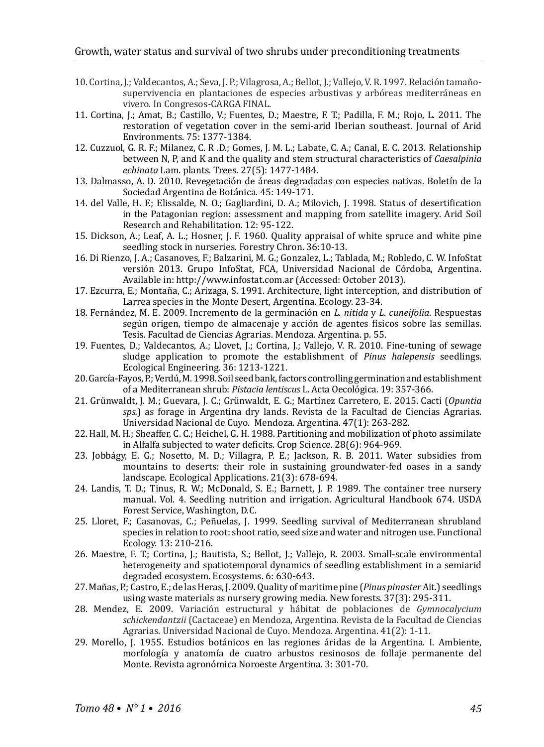10. Cortina, J.; Valdecantos, A.; Seva, J. P.; Vilagrosa, A.; Bellot, J.; Vallejo, V. R. 1997. Relación tamaño-supervivencia en plantaciones de especies arbustivas y arbóreas mediterráneas en vivero. In Congresos-CARGA FINAL.
11. Cortina, J.; Amat, B.; Castillo, V.; Fuentes, D.; Maestre, F. T.; Padilla, F. M.; Rojo, L. 2011. The restoration of vegetation cover in the semi-arid Iberian southeast. Journal of Arid Environments. 75: 1377-1384.
12. Cuzzuol, G. R. F.; Milanez, C. R .D.; Gomes, J. M. L.; Labate, C. A.; Canal, E. C. 2013. Relationship between N, P, and K and the quality and stem structural characteristics of *Caesalpinia echinata* Lam. plants. Trees. 27(5): 1477-1484.
13. Dalmasso, A. D. 2010. Revegetación de áreas degradadas con especies nativas. Boletín de la Sociedad Argentina de Botánica. 45: 149-171.
14. del Valle, H. F.; Elissalde, N. O.; Gagliardini, D. A.; Milovich, J. 1998. Status of desertification in the Patagonian region: assessment and mapping from satellite imagery. Arid Soil Research and Rehabilitation. 12: 95-122.
15. Dickson, A.; Leaf, A. L.; Hosner, J. F. 1960. Quality appraisal of white spruce and white pine seedling stock in nurseries. Forestry Chron. 36:10-13.
16. Di Rienzo, J. A.; Casanoves, F.; Balzarini, M. G.; Gonzalez, L.; Tablada, M.; Robledo, C. W. InfoStat versión 2013. Grupo InfoStat, FCA, Universidad Nacional de Córdoba, Argentina. Available in: http://www.infostat.com.ar (Accessed: October 2013).
17. Ezcurra, E.; Montaña, C.; Arizaga, S. 1991. Architecture, light interception, and distribution of Larrea species in the Monte Desert, Argentina. Ecology. 23-34.
18. Fernández, M. E. 2009. Incremento de la germinación en *L. nitida* y *L. cuneifolia*. Respuestas según origen, tiempo de almacenaje y acción de agentes físicos sobre las semillas. Tesis. Facultad de Ciencias Agrarias. Mendoza. Argentina. p. 55.
19. Fuentes, D.; Valdecantos, A.; Llovet, J.; Cortina, J.; Vallejo, V. R. 2010. Fine-tuning of sewage sludge application to promote the establishment of *Pinus halepensis* seedlings. Ecological Engineering. 36: 1213-1221.
20. García-Fayos, P.; Verdú, M. 1998. Soil seed bank, factors controlling germination and establishment of a Mediterranean shrub: *Pistacia lentiscus* L. Acta Oecológica. 19: 357-366.
21. Grünwaldt, J. M.; Guevara, J. C.; Grünwaldt, E. G.; Martínez Carretero, E. 2015. Cacti (*Opuntia sps.*) as forage in Argentina dry lands. Revista de la Facultad de Ciencias Agrarias. Universidad Nacional de Cuyo. Mendoza. Argentina. 47(1): 263-282.
22. Hall, M. H.; Sheaffer, C. C.; Heichel, G. H. 1988. Partitioning and mobilization of photo assimilate in Alfalfa subjected to water deficits. Crop Science. 28(6): 964-969.
23. Jobbágy, E. G.; Nosetto, M. D.; Villagra, P. E.; Jackson, R. B. 2011. Water subsidies from mountains to deserts: their role in sustaining groundwater-fed oases in a sandy landscape. Ecological Applications. 21(3): 678-694.
24. Landis, T. D.; Tinus, R. W.; McDonald, S. E.; Barnett, J. P. 1989. The container tree nursery manual. Vol. 4. Seedling nutrition and irrigation. Agricultural Handbook 674. USDA Forest Service, Washington, D.C.
25. Lloret, F.; Casanovas, C.; Peñuelas, J. 1999. Seedling survival of Mediterranean shrubland species in relation to root: shoot ratio, seed size and water and nitrogen use. Functional Ecology. 13: 210-216.
26. Maestre, F. T.; Cortina, J.; Bautista, S.; Bellot, J.; Vallejo, R. 2003. Small-scale environmental heterogeneity and spatiotemporal dynamics of seedling establishment in a semiarid degraded ecosystem. Ecosystems. 6: 630-643.
27. Mañas, P.; Castro, E.; de las Heras, J. 2009. Quality of maritime pine (*Pinus pinaster* Ait.) seedlings using waste materials as nursery growing media. New forests. 37(3): 295-311.
28. Mendez, E. 2009. Variación estructural y hábitat de poblaciones de *Gymnocalycium schickendantzii* (Cactaceae) en Mendoza, Argentina. Revista de la Facultad de Ciencias Agrarias. Universidad Nacional de Cuyo. Mendoza. Argentina. 41(2): 1-11.
29. Morello, J. 1955. Estudios botánicos en las regiones áridas de la Argentina. I. Ambiente, morfología y anatomía de cuatro arbustos resinosos de follaje permanente del Monte. Revista agronómica Noroeste Argentina. 3: 301-70.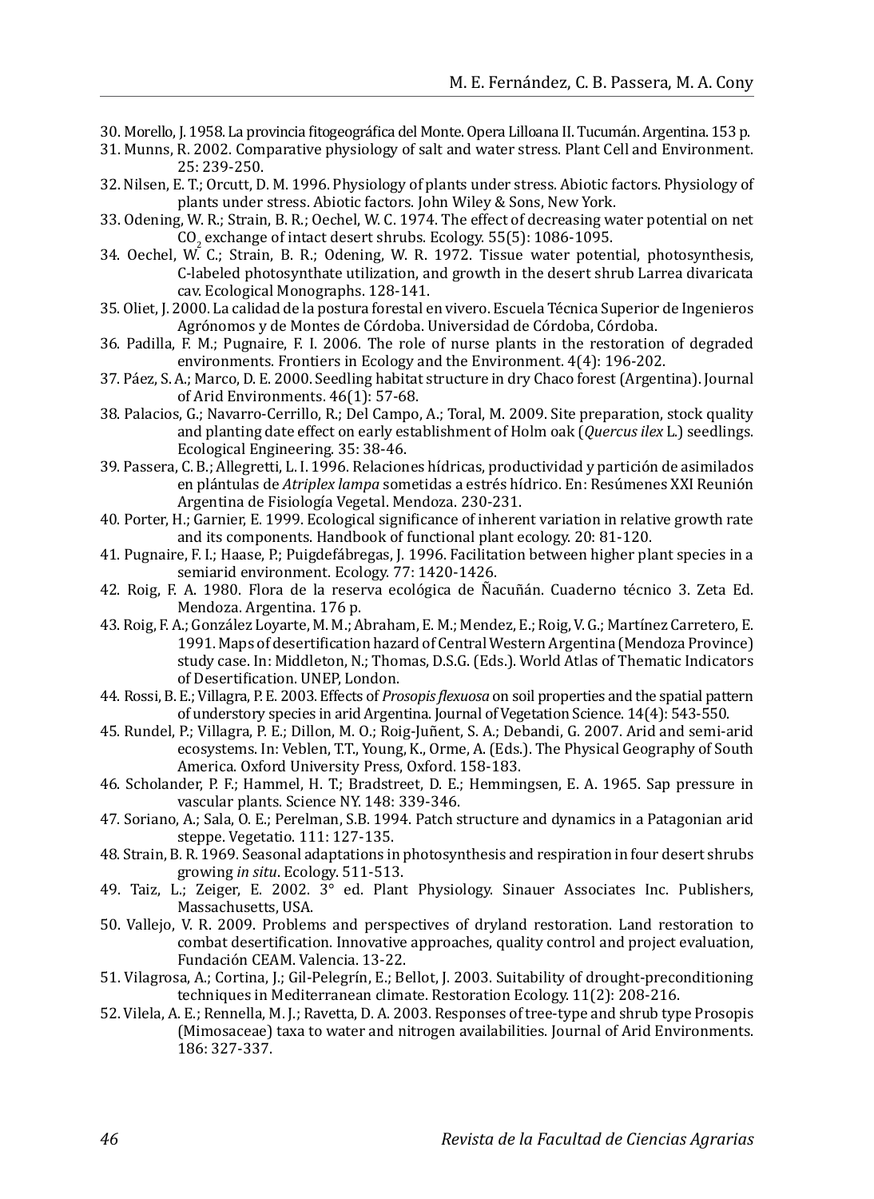30. Morello, J. 1958. La provincia fitogeográfica del Monte. Opera Lilloana II. Tucumán. Argentina. 153 p.
31. Munns, R. 2002. Comparative physiology of salt and water stress. Plant Cell and Environment. 25: 239-250.
32. Nilsen, E. T.; Orcutt, D. M. 1996. Physiology of plants under stress. Abiotic factors. Physiology of plants under stress. Abiotic factors. John Wiley & Sons, New York.
33. Odening, W. R.; Strain, B. R.; Oechel, W. C. 1974. The effect of decreasing water potential on net $CO_2$ exchange of intact desert shrubs. Ecology. 55(5): 1086-1095.
34. Oechel, W. C.; Strain, B. R.; Odening, W. R. 1972. Tissue water potential, photosynthesis, C-labeled photosynthate utilization, and growth in the desert shrub Larrea divaricata cav. Ecological Monographs. 128-141.
35. Oliet, J. 2000. La calidad de la postura forestal en vivero. Escuela Técnica Superior de Ingenieros Agrónomos y de Montes de Córdoba. Universidad de Córdoba, Córdoba.
36. Padilla, F. M.; Pugnaire, F. I. 2006. The role of nurse plants in the restoration of degraded environments. Frontiers in Ecology and the Environment. 4(4): 196-202.
37. Páez, S. A.; Marco, D. E. 2000. Seedling habitat structure in dry Chaco forest (Argentina). Journal of Arid Environments. 46(1): 57-68.
38. Palacios, G.; Navarro-Cerrillo, R.; Del Campo, A.; Toral, M. 2009. Site preparation, stock quality and planting date effect on early establishment of Holm oak (*Quercus ilex* L.) seedlings. Ecological Engineering. 35: 38-46.
39. Passera, C. B.; Allegretti, L. I. 1996. Relaciones hídricas, productividad y partición de asimilados en plántulas de *Atriplex lampa* sometidas a estrés hídrico. En: Resúmenes XXI Reunión Argentina de Fisiología Vegetal. Mendoza. 230-231.
40. Porter, H.; Garnier, E. 1999. Ecological significance of inherent variation in relative growth rate and its components. Handbook of functional plant ecology. 20: 81-120.
41. Pugnaire, F. I.; Haase, P.; Puigdefábregas, J. 1996. Facilitation between higher plant species in a semiarid environment. Ecology. 77: 1420-1426.
42. Roig, F. A. 1980. Flora de la reserva ecológica de Ñacuñán. Cuaderno técnico 3. Zeta Ed. Mendoza. Argentina. 176 p.
43. Roig, F. A.; González Loyarte, M. M.; Abraham, E. M.; Mendez, E.; Roig, V. G.; Martínez Carretero, E. 1991. Maps of desertification hazard of Central Western Argentina (Mendoza Province) study case. In: Middleton, N.; Thomas, D.S.G. (Eds.). World Atlas of Thematic Indicators of Desertification. UNEP, London.
44. Rossi, B. E.; Villagra, P. E. 2003. Effects of *Prosopis flexuosa* on soil properties and the spatial pattern of understory species in arid Argentina. Journal of Vegetation Science. 14(4): 543-550.
45. Rundel, P.; Villagra, P. E.; Dillon, M. O.; Roig-Juñent, S. A.; Debandi, G. 2007. Arid and semi-arid ecosystems. In: Veblen, T.T., Young, K., Orme, A. (Eds.). The Physical Geography of South America. Oxford University Press, Oxford. 158-183.
46. Scholander, P. F.; Hammel, H. T.; Bradstreet, D. E.; Hemmingsen, E. A. 1965. Sap pressure in vascular plants. Science NY. 148: 339-346.
47. Soriano, A.; Sala, O. E.; Perelman, S.B. 1994. Patch structure and dynamics in a Patagonian arid steppe. Vegetatio. 111: 127-135.
48. Strain, B. R. 1969. Seasonal adaptations in photosynthesis and respiration in four desert shrubs growing *in situ*. Ecology. 511-513.
49. Taiz, L.; Zeiger, E. 2002. 3° ed. Plant Physiology. Sinauer Associates Inc. Publishers, Massachusetts, USA.
50. Vallejo, V. R. 2009. Problems and perspectives of dryland restoration. Land restoration to combat desertification. Innovative approaches, quality control and project evaluation, Fundación CEAM. Valencia. 13-22.
51. Vilagrosa, A.; Cortina, J.; Gil-Pelegrín, E.; Bellot, J. 2003. Suitability of drought-preconditioning techniques in Mediterranean climate. Restoration Ecology. 11(2): 208-216.
52. Vilela, A. E.; Rennella, M. J.; Ravetta, D. A. 2003. Responses of tree-type and shrub type Prosopis (Mimosaceae) taxa to water and nitrogen availabilities. Journal of Arid Environments. 186: 327-337.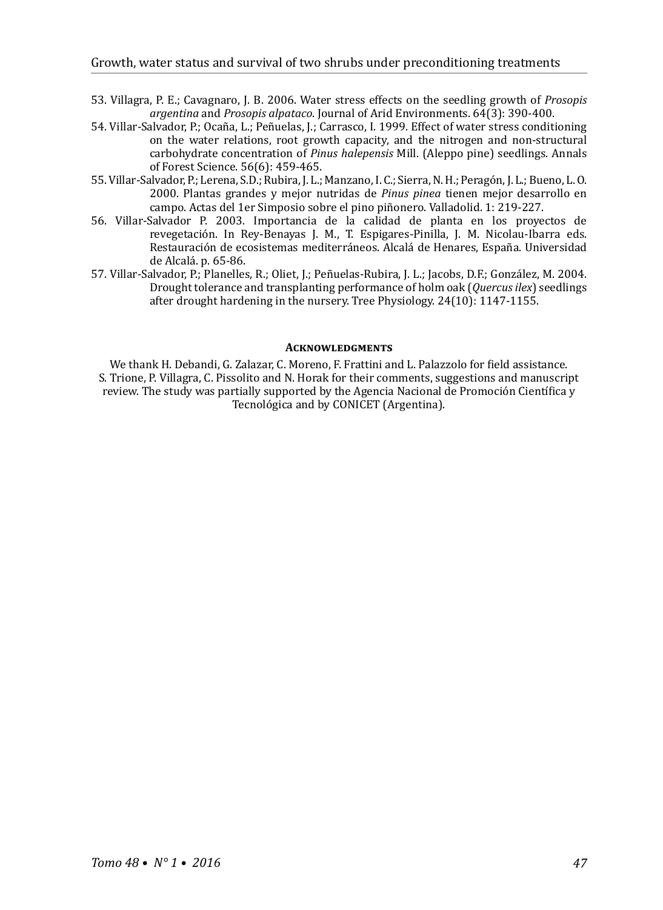53. Villagra, P. E.; Cavagnaro, J. B. 2006. Water stress effects on the seedling growth of *Prosopis argentina* and *Prosopis alpataco*. Journal of Arid Environments. 64(3): 390-400.
54. Villar-Salvador, P.; Ocaña, L.; Peñuelas, J.; Carrasco, I. 1999. Effect of water stress conditioning on the water relations, root growth capacity, and the nitrogen and non-structural carbohydrate concentration of *Pinus halepensis* Mill. (Aleppo pine) seedlings. Annals of Forest Science. 56(6): 459-465.
55. Villar-Salvador, P.; Lerena, S.D.; Rubira, J. L.; Manzano, I. C.; Sierra, N. H.; Peragón, J. L.; Bueno, L. O. 2000. Plantas grandes y mejor nutridas de *Pinus pinea* tienen mejor desarrollo en campo. Actas del 1er Simposio sobre el pino piñonero. Valladolid. 1: 219-227.
56. Villar-Salvador P. 2003. Importancia de la calidad de planta en los proyectos de revegetación. In Rey-Benayas J. M., T. Espigares-Pinilla, J. M. Nicolau-Ibarra eds. Restauración de ecosistemas mediterráneos. Alcalá de Henares, España. Universidad de Alcalá. p. 65-86.
57. Villar-Salvador, P.; Planelles, R.; Oliet, J.; Peñuelas-Rubira, J. L.; Jacobs, D.F.; González, M. 2004. Drought tolerance and transplanting performance of holm oak (*Quercus ilex*) seedlings after drought hardening in the nursery. Tree Physiology. 24(10): 1147-1155.

## Acknowledgments

We thank H. Debandi, G. Zalazar, C. Moreno, F. Frattini and L. Palazzolo for field assistance. S. Trione, P. Villagra, C. Pissolito and N. Horak for their comments, suggestions and manuscript review. The study was partially supported by the Agencia Nacional de Promoción Científica y Tecnológica and by CONICET (Argentina).